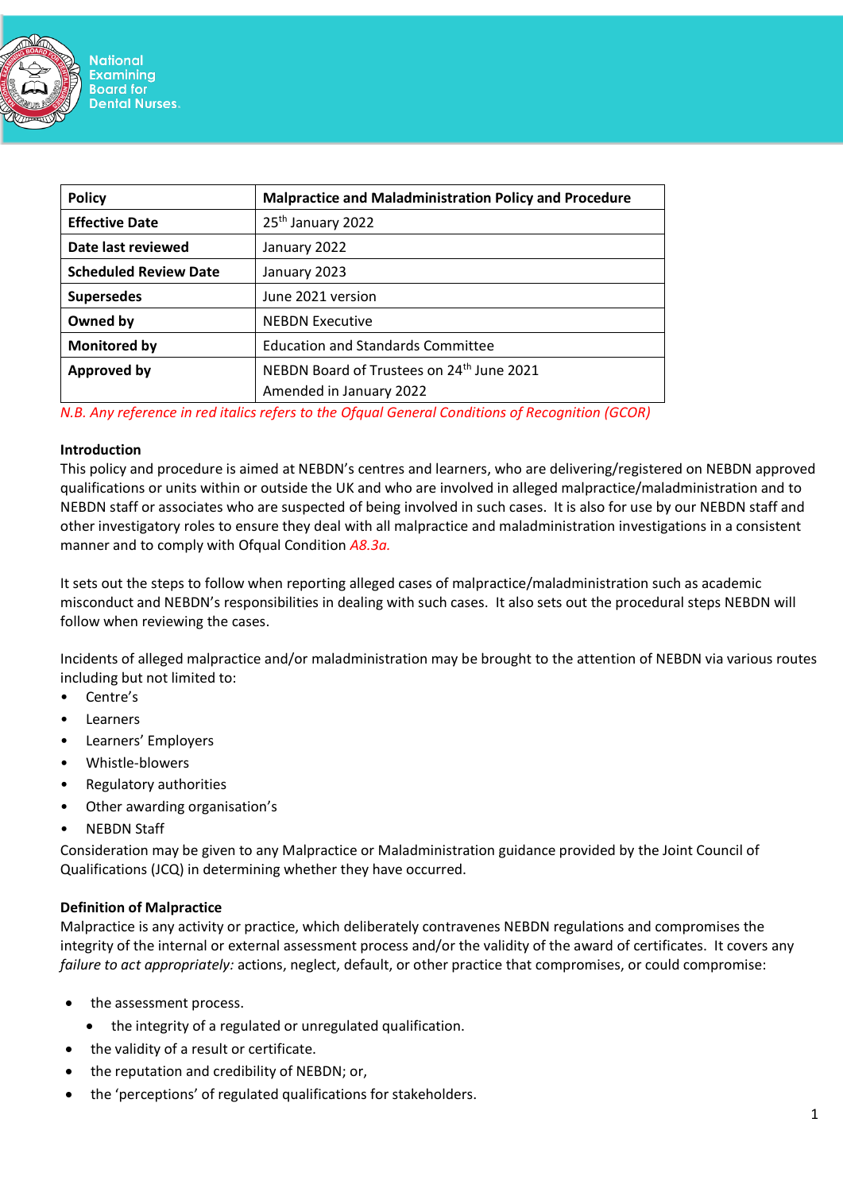National Examining Board for Dental Nurses.

| Policy | Malpractice and Maladministration Policy and Procedure |
| --- | --- |
| Effective Date | 25th January 2022 |
| Date last reviewed | January 2022 |
| Scheduled Review Date | January 2023 |
| Supersedes | June 2021 version |
| Owned by | NEBDN Executive |
| Monitored by | Education and Standards Committee |
| Approved by | NEBDN Board of Trustees on 24th June 2021<br>Amended in January 2022 |

*N.B. Any reference in red italics refers to the Ofqual General Conditions of Recognition (GCOR)*

**Introduction**

This policy and procedure is aimed at NEBDN's centres and learners, who are delivering/registered on NEBDN approved qualifications or units within or outside the UK and who are involved in alleged malpractice/maladministration and to NEBDN staff or associates who are suspected of being involved in such cases. It is also for use by our NEBDN staff and other investigatory roles to ensure they deal with all malpractice and maladministration investigations in a consistent manner and to comply with Ofqual Condition *A8.3a.*

It sets out the steps to follow when reporting alleged cases of malpractice/maladministration such as academic misconduct and NEBDN's responsibilities in dealing with such cases. It also sets out the procedural steps NEBDN will follow when reviewing the cases.

Incidents of alleged malpractice and/or maladministration may be brought to the attention of NEBDN via various routes including but not limited to:

- Centre's
- Learners
- Learners' Employers
- Whistle-blowers
- Regulatory authorities
- Other awarding organisation's
- NEBDN Staff

Consideration may be given to any Malpractice or Maladministration guidance provided by the Joint Council of Qualifications (JCQ) in determining whether they have occurred.

**Definition of Malpractice**

Malpractice is any activity or practice, which deliberately contravenes NEBDN regulations and compromises the integrity of the internal or external assessment process and/or the validity of the award of certificates. It covers any *failure to act appropriately:* actions, neglect, default, or other practice that compromises, or could compromise:

- the assessment process.
  - the integrity of a regulated or unregulated qualification.
- the validity of a result or certificate.
- the reputation and credibility of NEBDN; or,
- the 'perceptions' of regulated qualifications for stakeholders.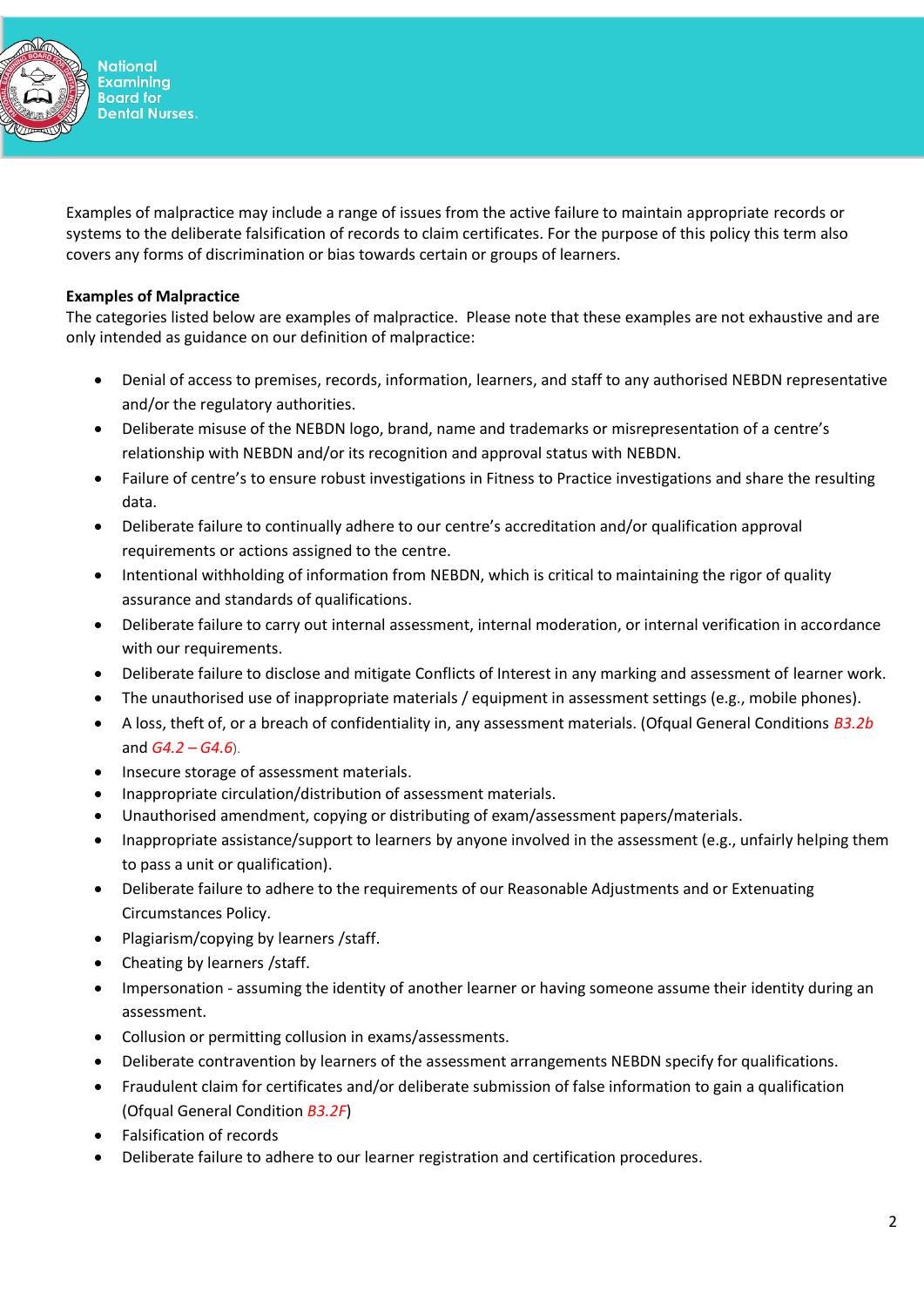Examples of malpractice may include a range of issues from the active failure to maintain appropriate records or systems to the deliberate falsification of records to claim certificates. For the purpose of this policy this term also covers any forms of discrimination or bias towards certain or groups of learners.

**Examples of Malpractice**
The categories listed below are examples of malpractice. Please note that these examples are not exhaustive and are only intended as guidance on our definition of malpractice:

- Denial of access to premises, records, information, learners, and staff to any authorised NEBDN representative and/or the regulatory authorities.
- Deliberate misuse of the NEBDN logo, brand, name and trademarks or misrepresentation of a centre's relationship with NEBDN and/or its recognition and approval status with NEBDN.
- Failure of centre's to ensure robust investigations in Fitness to Practice investigations and share the resulting data.
- Deliberate failure to continually adhere to our centre's accreditation and/or qualification approval requirements or actions assigned to the centre.
- Intentional withholding of information from NEBDN, which is critical to maintaining the rigor of quality assurance and standards of qualifications.
- Deliberate failure to carry out internal assessment, internal moderation, or internal verification in accordance with our requirements.
- Deliberate failure to disclose and mitigate Conflicts of Interest in any marking and assessment of learner work.
- The unauthorised use of inappropriate materials / equipment in assessment settings (e.g., mobile phones).
- A loss, theft of, or a breach of confidentiality in, any assessment materials. (Ofqual General Conditions *B3.2b* and *G4.2 – G4.6*).
- Insecure storage of assessment materials.
- Inappropriate circulation/distribution of assessment materials.
- Unauthorised amendment, copying or distributing of exam/assessment papers/materials.
- Inappropriate assistance/support to learners by anyone involved in the assessment (e.g., unfairly helping them to pass a unit or qualification).
- Deliberate failure to adhere to the requirements of our Reasonable Adjustments and or Extenuating Circumstances Policy.
- Plagiarism/copying by learners /staff.
- Cheating by learners /staff.
- Impersonation - assuming the identity of another learner or having someone assume their identity during an assessment.
- Collusion or permitting collusion in exams/assessments.
- Deliberate contravention by learners of the assessment arrangements NEBDN specify for qualifications.
- Fraudulent claim for certificates and/or deliberate submission of false information to gain a qualification (Ofqual General Condition *B3.2F*)
- Falsification of records
- Deliberate failure to adhere to our learner registration and certification procedures.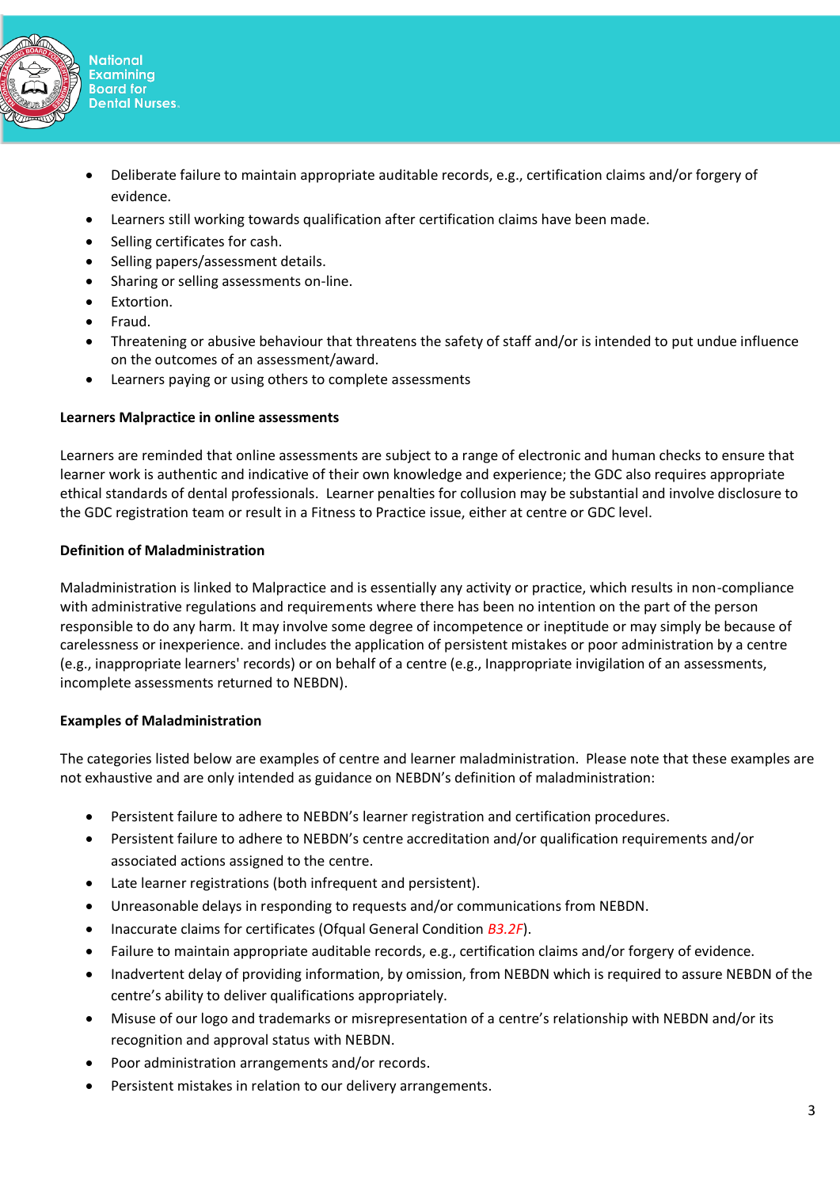- Deliberate failure to maintain appropriate auditable records, e.g., certification claims and/or forgery of evidence.
- Learners still working towards qualification after certification claims have been made.
- Selling certificates for cash.
- Selling papers/assessment details.
- Sharing or selling assessments on-line.
- Extortion.
- Fraud.
- Threatening or abusive behaviour that threatens the safety of staff and/or is intended to put undue influence on the outcomes of an assessment/award.
- Learners paying or using others to complete assessments

**Learners Malpractice in online assessments**

Learners are reminded that online assessments are subject to a range of electronic and human checks to ensure that learner work is authentic and indicative of their own knowledge and experience; the GDC also requires appropriate ethical standards of dental professionals. Learner penalties for collusion may be substantial and involve disclosure to the GDC registration team or result in a Fitness to Practice issue, either at centre or GDC level.

**Definition of Maladministration**

Maladministration is linked to Malpractice and is essentially any activity or practice, which results in non-compliance with administrative regulations and requirements where there has been no intention on the part of the person responsible to do any harm. It may involve some degree of incompetence or ineptitude or may simply be because of carelessness or inexperience. and includes the application of persistent mistakes or poor administration by a centre (e.g., inappropriate learners' records) or on behalf of a centre (e.g., Inappropriate invigilation of an assessments, incomplete assessments returned to NEBDN).

**Examples of Maladministration**

The categories listed below are examples of centre and learner maladministration. Please note that these examples are not exhaustive and are only intended as guidance on NEBDN's definition of maladministration:

- Persistent failure to adhere to NEBDN's learner registration and certification procedures.
- Persistent failure to adhere to NEBDN's centre accreditation and/or qualification requirements and/or associated actions assigned to the centre.
- Late learner registrations (both infrequent and persistent).
- Unreasonable delays in responding to requests and/or communications from NEBDN.
- Inaccurate claims for certificates (Ofqual General Condition *B3.2F*).
- Failure to maintain appropriate auditable records, e.g., certification claims and/or forgery of evidence.
- Inadvertent delay of providing information, by omission, from NEBDN which is required to assure NEBDN of the centre's ability to deliver qualifications appropriately.
- Misuse of our logo and trademarks or misrepresentation of a centre's relationship with NEBDN and/or its recognition and approval status with NEBDN.
- Poor administration arrangements and/or records.
- Persistent mistakes in relation to our delivery arrangements.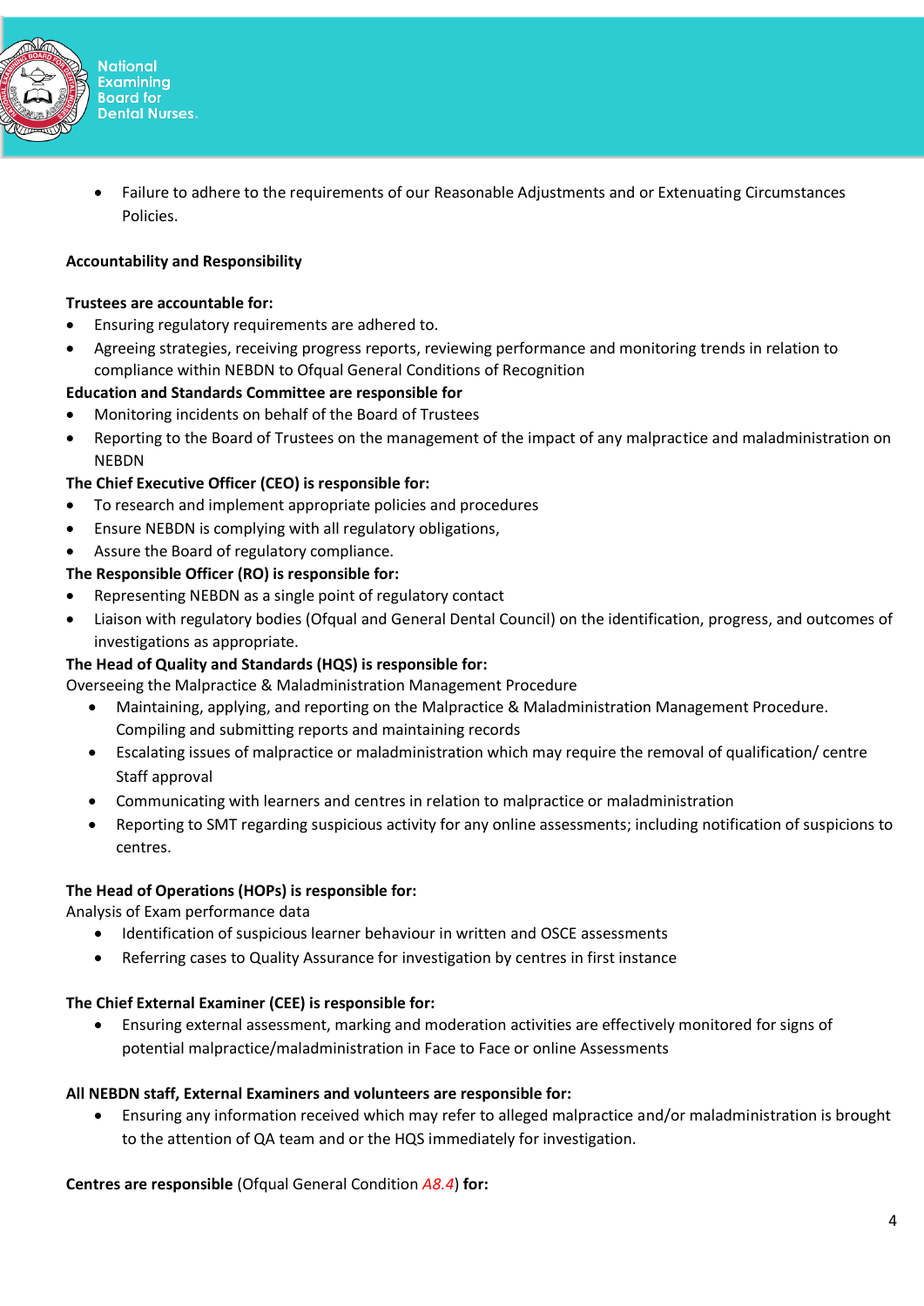- Failure to adhere to the requirements of our Reasonable Adjustments and or Extenuating Circumstances Policies.

**Accountability and Responsibility**

**Trustees are accountable for:**

- Ensuring regulatory requirements are adhered to.
- Agreeing strategies, receiving progress reports, reviewing performance and monitoring trends in relation to compliance within NEBDN to Ofqual General Conditions of Recognition

**Education and Standards Committee are responsible for**

- Monitoring incidents on behalf of the Board of Trustees
- Reporting to the Board of Trustees on the management of the impact of any malpractice and maladministration on NEBDN

**The Chief Executive Officer (CEO) is responsible for:**

- To research and implement appropriate policies and procedures
- Ensure NEBDN is complying with all regulatory obligations,
- Assure the Board of regulatory compliance.

**The Responsible Officer (RO) is responsible for:**

- Representing NEBDN as a single point of regulatory contact
- Liaison with regulatory bodies (Ofqual and General Dental Council) on the identification, progress, and outcomes of investigations as appropriate.

**The Head of Quality and Standards (HQS) is responsible for:**

Overseeing the Malpractice & Maladministration Management Procedure

- Maintaining, applying, and reporting on the Malpractice & Maladministration Management Procedure. Compiling and submitting reports and maintaining records
- Escalating issues of malpractice or maladministration which may require the removal of qualification/ centre Staff approval
- Communicating with learners and centres in relation to malpractice or maladministration
- Reporting to SMT regarding suspicious activity for any online assessments; including notification of suspicions to centres.

**The Head of Operations (HOPs) is responsible for:**

Analysis of Exam performance data

- Identification of suspicious learner behaviour in written and OSCE assessments
- Referring cases to Quality Assurance for investigation by centres in first instance

**The Chief External Examiner (CEE) is responsible for:**

- Ensuring external assessment, marking and moderation activities are effectively monitored for signs of potential malpractice/maladministration in Face to Face or online Assessments

**All NEBDN staff, External Examiners and volunteers are responsible for:**

- Ensuring any information received which may refer to alleged malpractice and/or maladministration is brought to the attention of QA team and or the HQS immediately for investigation.

**Centres are responsible** (Ofqual General Condition *A8.4*) **for:**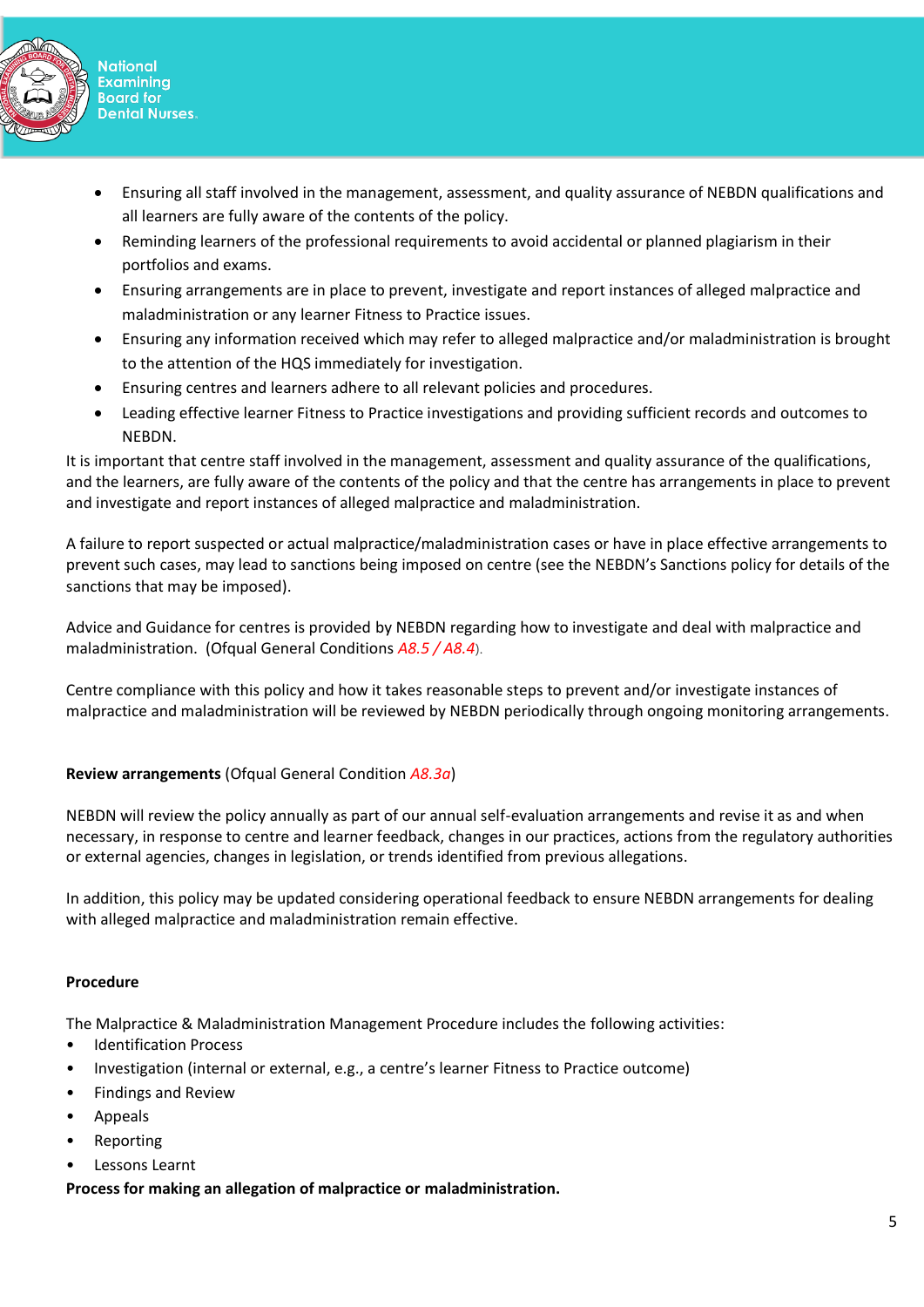- Ensuring all staff involved in the management, assessment, and quality assurance of NEBDN qualifications and all learners are fully aware of the contents of the policy.
- Reminding learners of the professional requirements to avoid accidental or planned plagiarism in their portfolios and exams.
- Ensuring arrangements are in place to prevent, investigate and report instances of alleged malpractice and maladministration or any learner Fitness to Practice issues.
- Ensuring any information received which may refer to alleged malpractice and/or maladministration is brought to the attention of the HQS immediately for investigation.
- Ensuring centres and learners adhere to all relevant policies and procedures.
- Leading effective learner Fitness to Practice investigations and providing sufficient records and outcomes to NEBDN.

It is important that centre staff involved in the management, assessment and quality assurance of the qualifications, and the learners, are fully aware of the contents of the policy and that the centre has arrangements in place to prevent and investigate and report instances of alleged malpractice and maladministration.

A failure to report suspected or actual malpractice/maladministration cases or have in place effective arrangements to prevent such cases, may lead to sanctions being imposed on centre (see the NEBDN's Sanctions policy for details of the sanctions that may be imposed).

Advice and Guidance for centres is provided by NEBDN regarding how to investigate and deal with malpractice and maladministration. (Ofqual General Conditions *A8.5 / A8.4*).

Centre compliance with this policy and how it takes reasonable steps to prevent and/or investigate instances of malpractice and maladministration will be reviewed by NEBDN periodically through ongoing monitoring arrangements.

**Review arrangements** (Ofqual General Condition *A8.3a*)

NEBDN will review the policy annually as part of our annual self-evaluation arrangements and revise it as and when necessary, in response to centre and learner feedback, changes in our practices, actions from the regulatory authorities or external agencies, changes in legislation, or trends identified from previous allegations.

In addition, this policy may be updated considering operational feedback to ensure NEBDN arrangements for dealing with alleged malpractice and maladministration remain effective.

**Procedure**

The Malpractice & Maladministration Management Procedure includes the following activities:

- Identification Process
- Investigation (internal or external, e.g., a centre's learner Fitness to Practice outcome)
- Findings and Review
- Appeals
- Reporting
- Lessons Learnt

**Process for making an allegation of malpractice or maladministration.**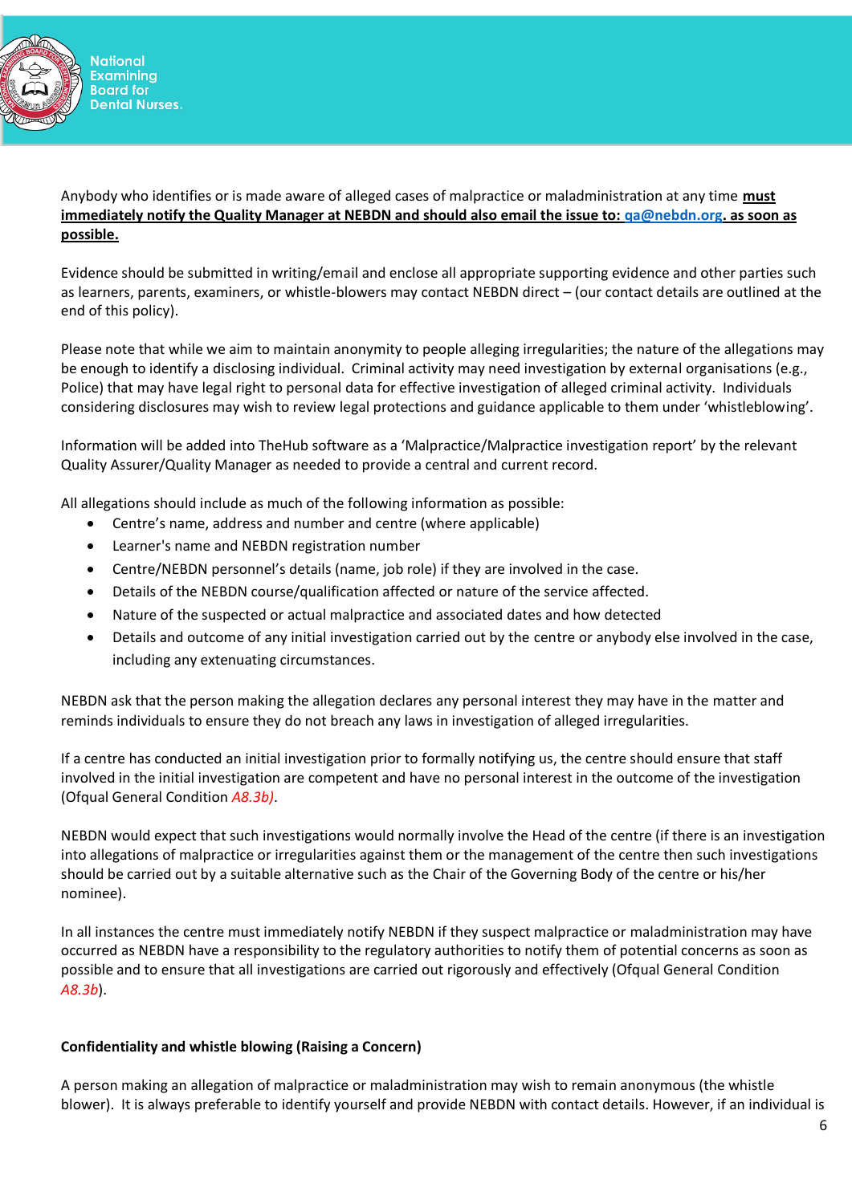Anybody who identifies or is made aware of alleged cases of malpractice or maladministration at any time **must immediately notify the Quality Manager at NEBDN and should also email the issue to: qa@nebdn.org. as soon as possible.**

Evidence should be submitted in writing/email and enclose all appropriate supporting evidence and other parties such as learners, parents, examiners, or whistle-blowers may contact NEBDN direct – (our contact details are outlined at the end of this policy).

Please note that while we aim to maintain anonymity to people alleging irregularities; the nature of the allegations may be enough to identify a disclosing individual. Criminal activity may need investigation by external organisations (e.g., Police) that may have legal right to personal data for effective investigation of alleged criminal activity. Individuals considering disclosures may wish to review legal protections and guidance applicable to them under 'whistleblowing'.

Information will be added into TheHub software as a 'Malpractice/Malpractice investigation report' by the relevant Quality Assurer/Quality Manager as needed to provide a central and current record.

All allegations should include as much of the following information as possible:

- Centre's name, address and number and centre (where applicable)
- Learner's name and NEBDN registration number
- Centre/NEBDN personnel's details (name, job role) if they are involved in the case.
- Details of the NEBDN course/qualification affected or nature of the service affected.
- Nature of the suspected or actual malpractice and associated dates and how detected
- Details and outcome of any initial investigation carried out by the centre or anybody else involved in the case, including any extenuating circumstances.

NEBDN ask that the person making the allegation declares any personal interest they may have in the matter and reminds individuals to ensure they do not breach any laws in investigation of alleged irregularities.

If a centre has conducted an initial investigation prior to formally notifying us, the centre should ensure that staff involved in the initial investigation are competent and have no personal interest in the outcome of the investigation (Ofqual General Condition *A8.3b)*.

NEBDN would expect that such investigations would normally involve the Head of the centre (if there is an investigation into allegations of malpractice or irregularities against them or the management of the centre then such investigations should be carried out by a suitable alternative such as the Chair of the Governing Body of the centre or his/her nominee).

In all instances the centre must immediately notify NEBDN if they suspect malpractice or maladministration may have occurred as NEBDN have a responsibility to the regulatory authorities to notify them of potential concerns as soon as possible and to ensure that all investigations are carried out rigorously and effectively (Ofqual General Condition *A8.3b*).

**Confidentiality and whistle blowing (Raising a Concern)**

A person making an allegation of malpractice or maladministration may wish to remain anonymous (the whistle blower). It is always preferable to identify yourself and provide NEBDN with contact details. However, if an individual is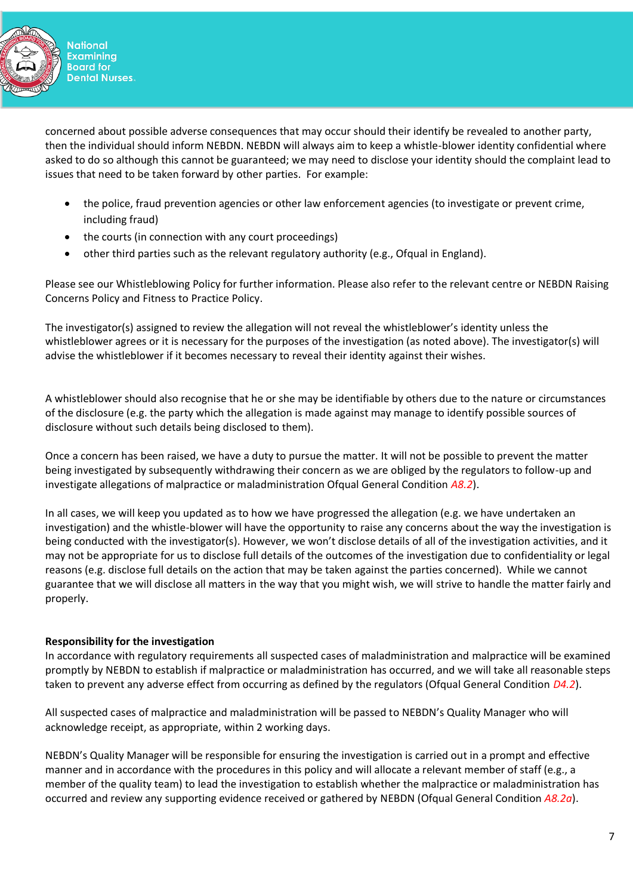concerned about possible adverse consequences that may occur should their identify be revealed to another party, then the individual should inform NEBDN. NEBDN will always aim to keep a whistle-blower identity confidential where asked to do so although this cannot be guaranteed; we may need to disclose your identity should the complaint lead to issues that need to be taken forward by other parties. For example:

- the police, fraud prevention agencies or other law enforcement agencies (to investigate or prevent crime, including fraud)
- the courts (in connection with any court proceedings)
- other third parties such as the relevant regulatory authority (e.g., Ofqual in England).

Please see our Whistleblowing Policy for further information. Please also refer to the relevant centre or NEBDN Raising Concerns Policy and Fitness to Practice Policy.

The investigator(s) assigned to review the allegation will not reveal the whistleblower's identity unless the whistleblower agrees or it is necessary for the purposes of the investigation (as noted above). The investigator(s) will advise the whistleblower if it becomes necessary to reveal their identity against their wishes.

A whistleblower should also recognise that he or she may be identifiable by others due to the nature or circumstances of the disclosure (e.g. the party which the allegation is made against may manage to identify possible sources of disclosure without such details being disclosed to them).

Once a concern has been raised, we have a duty to pursue the matter. It will not be possible to prevent the matter being investigated by subsequently withdrawing their concern as we are obliged by the regulators to follow-up and investigate allegations of malpractice or maladministration Ofqual General Condition *A8.2*).

In all cases, we will keep you updated as to how we have progressed the allegation (e.g. we have undertaken an investigation) and the whistle-blower will have the opportunity to raise any concerns about the way the investigation is being conducted with the investigator(s). However, we won't disclose details of all of the investigation activities, and it may not be appropriate for us to disclose full details of the outcomes of the investigation due to confidentiality or legal reasons (e.g. disclose full details on the action that may be taken against the parties concerned). While we cannot guarantee that we will disclose all matters in the way that you might wish, we will strive to handle the matter fairly and properly.

**Responsibility for the investigation**

In accordance with regulatory requirements all suspected cases of maladministration and malpractice will be examined promptly by NEBDN to establish if malpractice or maladministration has occurred, and we will take all reasonable steps taken to prevent any adverse effect from occurring as defined by the regulators (Ofqual General Condition *D4.2*).

All suspected cases of malpractice and maladministration will be passed to NEBDN's Quality Manager who will acknowledge receipt, as appropriate, within 2 working days.

NEBDN's Quality Manager will be responsible for ensuring the investigation is carried out in a prompt and effective manner and in accordance with the procedures in this policy and will allocate a relevant member of staff (e.g., a member of the quality team) to lead the investigation to establish whether the malpractice or maladministration has occurred and review any supporting evidence received or gathered by NEBDN (Ofqual General Condition *A8.2a*).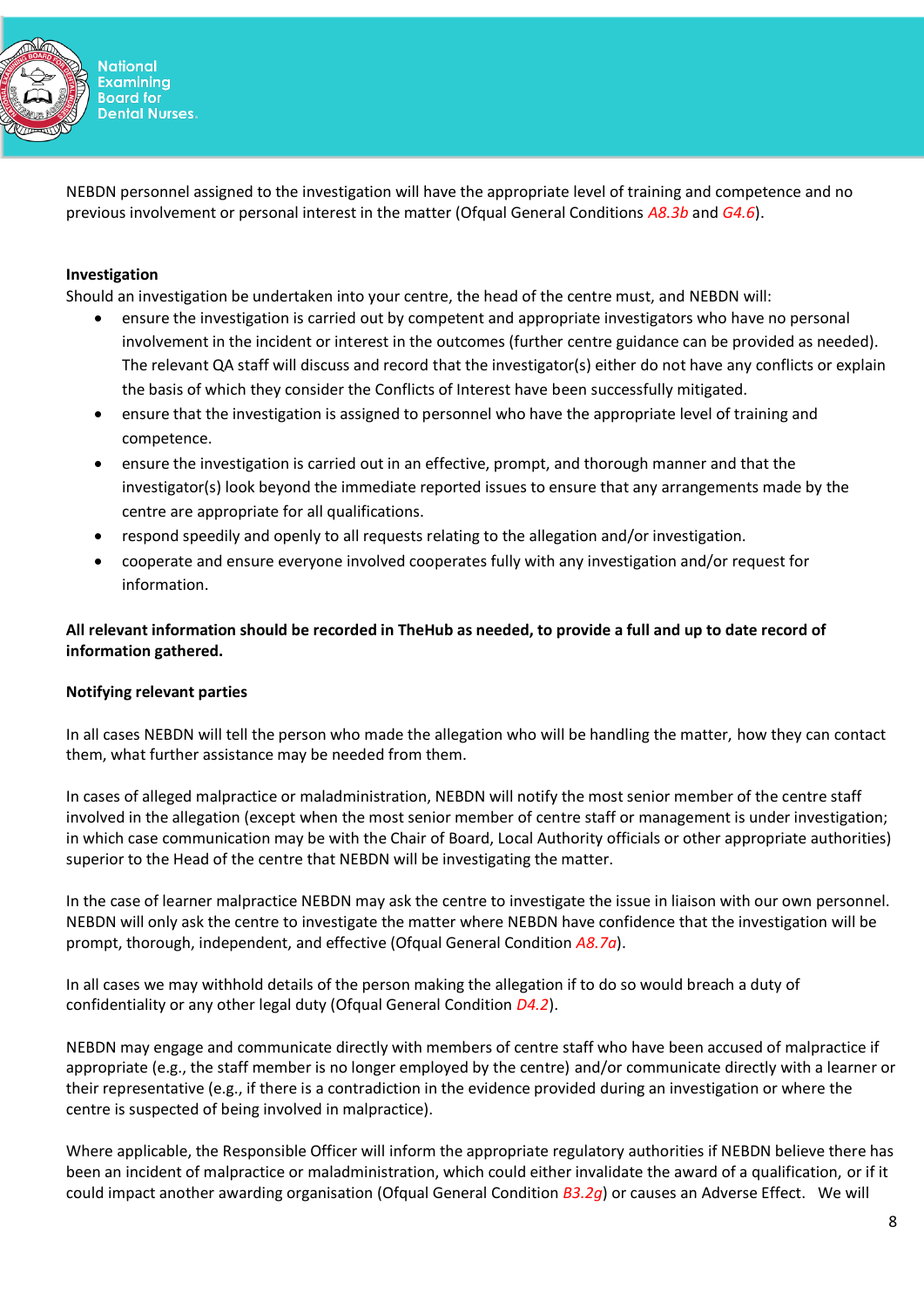NEBDN personnel assigned to the investigation will have the appropriate level of training and competence and no previous involvement or personal interest in the matter (Ofqual General Conditions *A8.3b* and *G4.6*).

**Investigation**

Should an investigation be undertaken into your centre, the head of the centre must, and NEBDN will:

- ensure the investigation is carried out by competent and appropriate investigators who have no personal involvement in the incident or interest in the outcomes (further centre guidance can be provided as needed). The relevant QA staff will discuss and record that the investigator(s) either do not have any conflicts or explain the basis of which they consider the Conflicts of Interest have been successfully mitigated.
- ensure that the investigation is assigned to personnel who have the appropriate level of training and competence.
- ensure the investigation is carried out in an effective, prompt, and thorough manner and that the investigator(s) look beyond the immediate reported issues to ensure that any arrangements made by the centre are appropriate for all qualifications.
- respond speedily and openly to all requests relating to the allegation and/or investigation.
- cooperate and ensure everyone involved cooperates fully with any investigation and/or request for information.

**All relevant information should be recorded in TheHub as needed, to provide a full and up to date record of information gathered.**

**Notifying relevant parties**

In all cases NEBDN will tell the person who made the allegation who will be handling the matter, how they can contact them, what further assistance may be needed from them.

In cases of alleged malpractice or maladministration, NEBDN will notify the most senior member of the centre staff involved in the allegation (except when the most senior member of centre staff or management is under investigation; in which case communication may be with the Chair of Board, Local Authority officials or other appropriate authorities) superior to the Head of the centre that NEBDN will be investigating the matter.

In the case of learner malpractice NEBDN may ask the centre to investigate the issue in liaison with our own personnel. NEBDN will only ask the centre to investigate the matter where NEBDN have confidence that the investigation will be prompt, thorough, independent, and effective (Ofqual General Condition *A8.7a*).

In all cases we may withhold details of the person making the allegation if to do so would breach a duty of confidentiality or any other legal duty (Ofqual General Condition *D4.2*).

NEBDN may engage and communicate directly with members of centre staff who have been accused of malpractice if appropriate (e.g., the staff member is no longer employed by the centre) and/or communicate directly with a learner or their representative (e.g., if there is a contradiction in the evidence provided during an investigation or where the centre is suspected of being involved in malpractice).

Where applicable, the Responsible Officer will inform the appropriate regulatory authorities if NEBDN believe there has been an incident of malpractice or maladministration, which could either invalidate the award of a qualification, or if it could impact another awarding organisation (Ofqual General Condition *B3.2g*) or causes an Adverse Effect. We will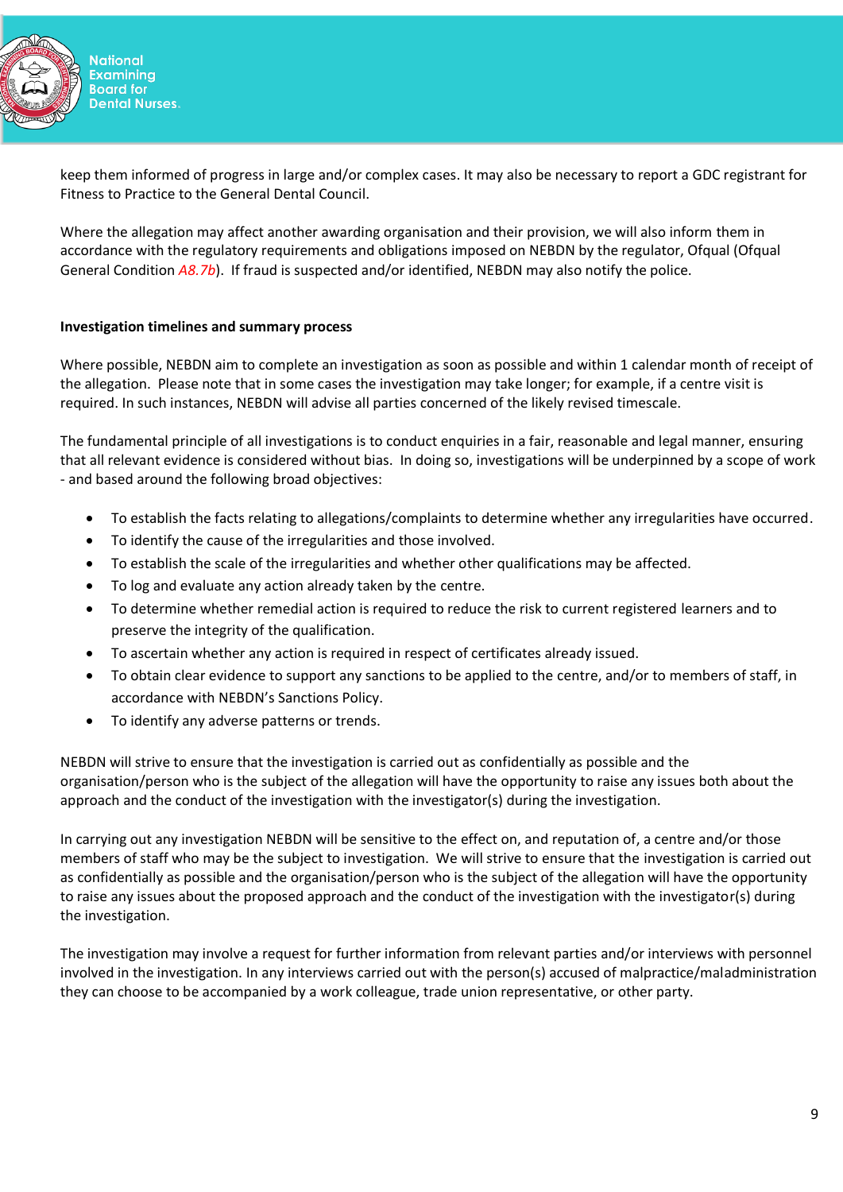keep them informed of progress in large and/or complex cases. It may also be necessary to report a GDC registrant for Fitness to Practice to the General Dental Council.

Where the allegation may affect another awarding organisation and their provision, we will also inform them in accordance with the regulatory requirements and obligations imposed on NEBDN by the regulator, Ofqual (Ofqual General Condition *A8.7b*). If fraud is suspected and/or identified, NEBDN may also notify the police.

**Investigation timelines and summary process**

Where possible, NEBDN aim to complete an investigation as soon as possible and within 1 calendar month of receipt of the allegation. Please note that in some cases the investigation may take longer; for example, if a centre visit is required. In such instances, NEBDN will advise all parties concerned of the likely revised timescale.

The fundamental principle of all investigations is to conduct enquiries in a fair, reasonable and legal manner, ensuring that all relevant evidence is considered without bias. In doing so, investigations will be underpinned by a scope of work - and based around the following broad objectives:

- To establish the facts relating to allegations/complaints to determine whether any irregularities have occurred.
- To identify the cause of the irregularities and those involved.
- To establish the scale of the irregularities and whether other qualifications may be affected.
- To log and evaluate any action already taken by the centre.
- To determine whether remedial action is required to reduce the risk to current registered learners and to preserve the integrity of the qualification.
- To ascertain whether any action is required in respect of certificates already issued.
- To obtain clear evidence to support any sanctions to be applied to the centre, and/or to members of staff, in accordance with NEBDN's Sanctions Policy.
- To identify any adverse patterns or trends.

NEBDN will strive to ensure that the investigation is carried out as confidentially as possible and the organisation/person who is the subject of the allegation will have the opportunity to raise any issues both about the approach and the conduct of the investigation with the investigator(s) during the investigation.

In carrying out any investigation NEBDN will be sensitive to the effect on, and reputation of, a centre and/or those members of staff who may be the subject to investigation. We will strive to ensure that the investigation is carried out as confidentially as possible and the organisation/person who is the subject of the allegation will have the opportunity to raise any issues about the proposed approach and the conduct of the investigation with the investigator(s) during the investigation.

The investigation may involve a request for further information from relevant parties and/or interviews with personnel involved in the investigation. In any interviews carried out with the person(s) accused of malpractice/maladministration they can choose to be accompanied by a work colleague, trade union representative, or other party.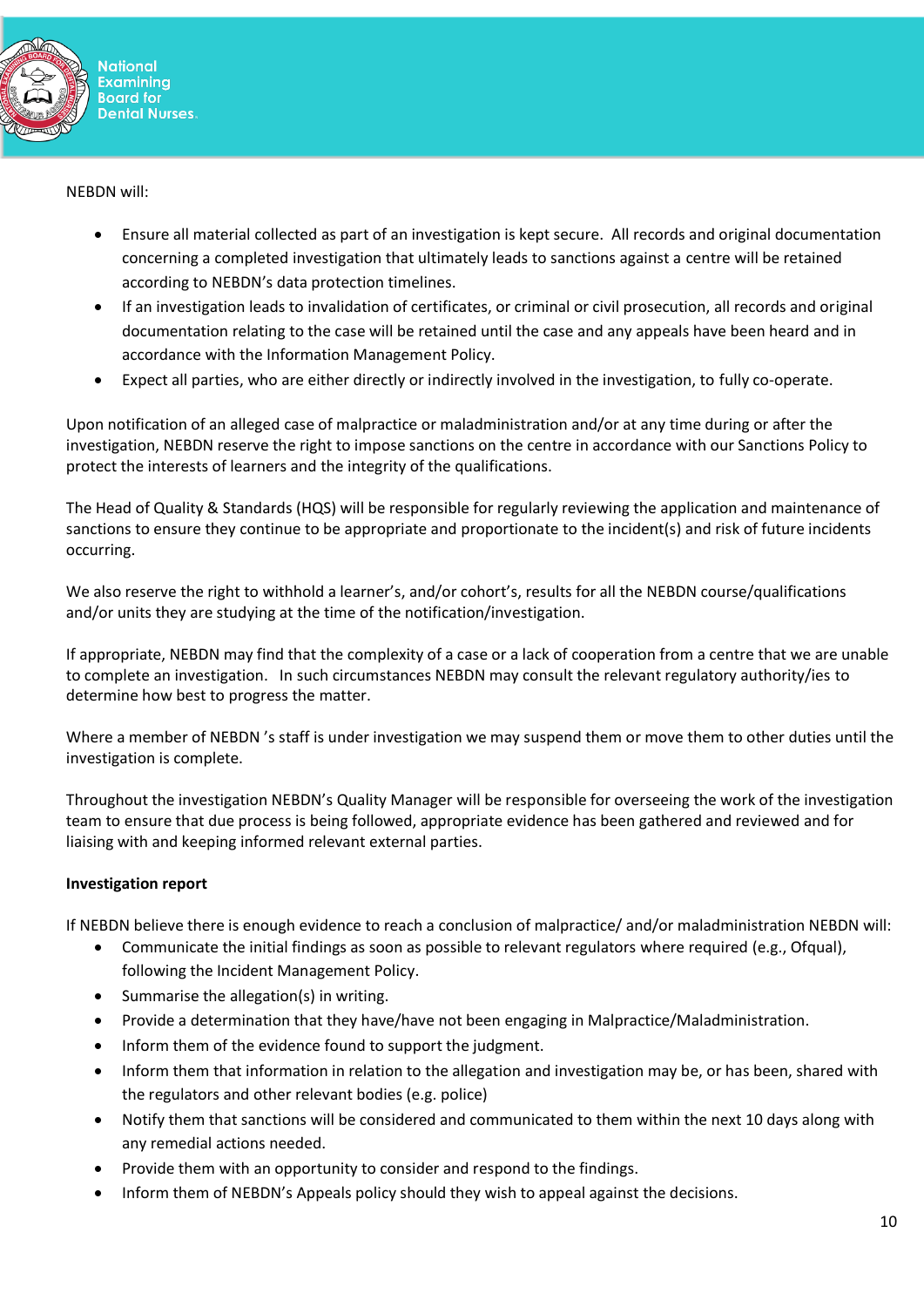NEBDN will:

- Ensure all material collected as part of an investigation is kept secure. All records and original documentation concerning a completed investigation that ultimately leads to sanctions against a centre will be retained according to NEBDN's data protection timelines.
- If an investigation leads to invalidation of certificates, or criminal or civil prosecution, all records and original documentation relating to the case will be retained until the case and any appeals have been heard and in accordance with the Information Management Policy.
- Expect all parties, who are either directly or indirectly involved in the investigation, to fully co-operate.

Upon notification of an alleged case of malpractice or maladministration and/or at any time during or after the investigation, NEBDN reserve the right to impose sanctions on the centre in accordance with our Sanctions Policy to protect the interests of learners and the integrity of the qualifications.

The Head of Quality & Standards (HQS) will be responsible for regularly reviewing the application and maintenance of sanctions to ensure they continue to be appropriate and proportionate to the incident(s) and risk of future incidents occurring.

We also reserve the right to withhold a learner's, and/or cohort's, results for all the NEBDN course/qualifications and/or units they are studying at the time of the notification/investigation.

If appropriate, NEBDN may find that the complexity of a case or a lack of cooperation from a centre that we are unable to complete an investigation. In such circumstances NEBDN may consult the relevant regulatory authority/ies to determine how best to progress the matter.

Where a member of NEBDN 's staff is under investigation we may suspend them or move them to other duties until the investigation is complete.

Throughout the investigation NEBDN's Quality Manager will be responsible for overseeing the work of the investigation team to ensure that due process is being followed, appropriate evidence has been gathered and reviewed and for liaising with and keeping informed relevant external parties.

**Investigation report**

If NEBDN believe there is enough evidence to reach a conclusion of malpractice/ and/or maladministration NEBDN will:

- Communicate the initial findings as soon as possible to relevant regulators where required (e.g., Ofqual), following the Incident Management Policy.
- Summarise the allegation(s) in writing.
- Provide a determination that they have/have not been engaging in Malpractice/Maladministration.
- Inform them of the evidence found to support the judgment.
- Inform them that information in relation to the allegation and investigation may be, or has been, shared with the regulators and other relevant bodies (e.g. police)
- Notify them that sanctions will be considered and communicated to them within the next 10 days along with any remedial actions needed.
- Provide them with an opportunity to consider and respond to the findings.
- Inform them of NEBDN's Appeals policy should they wish to appeal against the decisions.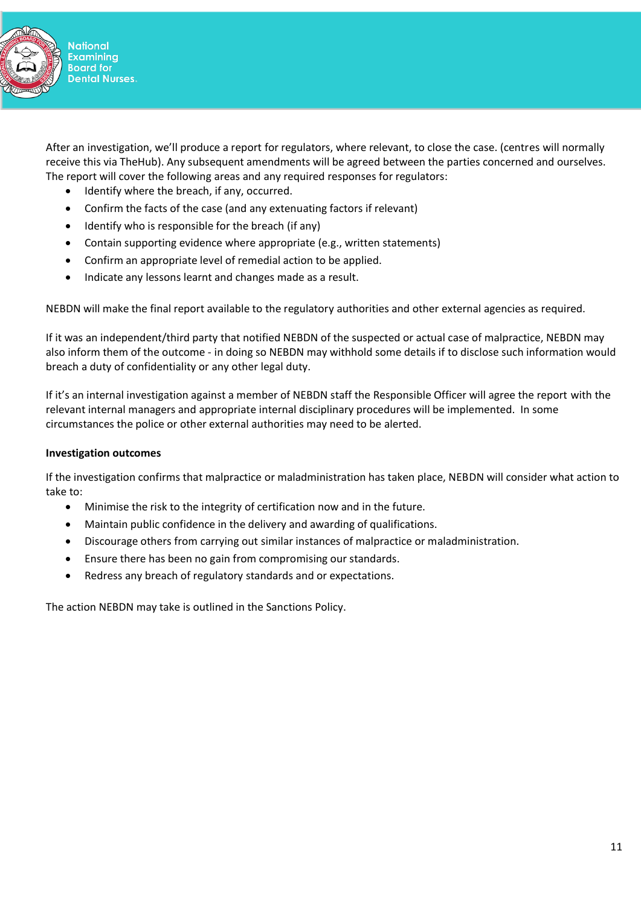After an investigation, we'll produce a report for regulators, where relevant, to close the case. (centres will normally receive this via TheHub). Any subsequent amendments will be agreed between the parties concerned and ourselves. The report will cover the following areas and any required responses for regulators:

- Identify where the breach, if any, occurred.
- Confirm the facts of the case (and any extenuating factors if relevant)
- Identify who is responsible for the breach (if any)
- Contain supporting evidence where appropriate (e.g., written statements)
- Confirm an appropriate level of remedial action to be applied.
- Indicate any lessons learnt and changes made as a result.

NEBDN will make the final report available to the regulatory authorities and other external agencies as required.

If it was an independent/third party that notified NEBDN of the suspected or actual case of malpractice, NEBDN may also inform them of the outcome - in doing so NEBDN may withhold some details if to disclose such information would breach a duty of confidentiality or any other legal duty.

If it's an internal investigation against a member of NEBDN staff the Responsible Officer will agree the report with the relevant internal managers and appropriate internal disciplinary procedures will be implemented. In some circumstances the police or other external authorities may need to be alerted.

**Investigation outcomes**

If the investigation confirms that malpractice or maladministration has taken place, NEBDN will consider what action to take to:

- Minimise the risk to the integrity of certification now and in the future.
- Maintain public confidence in the delivery and awarding of qualifications.
- Discourage others from carrying out similar instances of malpractice or maladministration.
- Ensure there has been no gain from compromising our standards.
- Redress any breach of regulatory standards and or expectations.

The action NEBDN may take is outlined in the Sanctions Policy.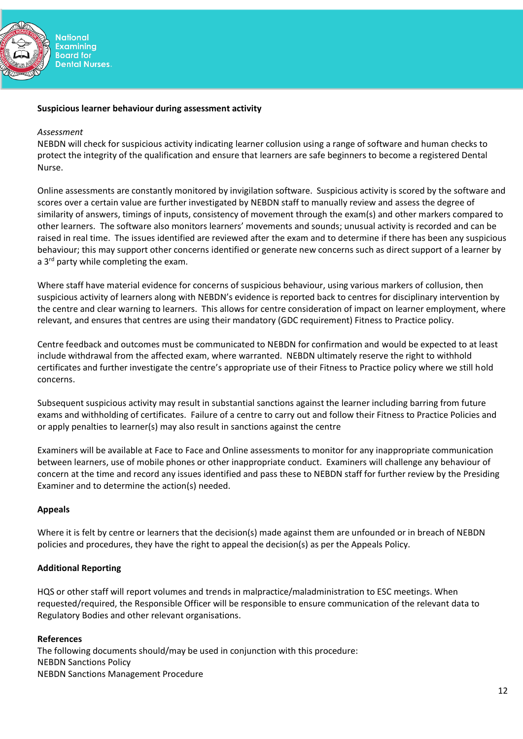**Suspicious learner behaviour during assessment activity**

*Assessment*

NEBDN will check for suspicious activity indicating learner collusion using a range of software and human checks to protect the integrity of the qualification and ensure that learners are safe beginners to become a registered Dental Nurse.

Online assessments are constantly monitored by invigilation software. Suspicious activity is scored by the software and scores over a certain value are further investigated by NEBDN staff to manually review and assess the degree of similarity of answers, timings of inputs, consistency of movement through the exam(s) and other markers compared to other learners. The software also monitors learners' movements and sounds; unusual activity is recorded and can be raised in real time. The issues identified are reviewed after the exam and to determine if there has been any suspicious behaviour; this may support other concerns identified or generate new concerns such as direct support of a learner by a 3rd party while completing the exam.

Where staff have material evidence for concerns of suspicious behaviour, using various markers of collusion, then suspicious activity of learners along with NEBDN's evidence is reported back to centres for disciplinary intervention by the centre and clear warning to learners. This allows for centre consideration of impact on learner employment, where relevant, and ensures that centres are using their mandatory (GDC requirement) Fitness to Practice policy.

Centre feedback and outcomes must be communicated to NEBDN for confirmation and would be expected to at least include withdrawal from the affected exam, where warranted. NEBDN ultimately reserve the right to withhold certificates and further investigate the centre's appropriate use of their Fitness to Practice policy where we still hold concerns.

Subsequent suspicious activity may result in substantial sanctions against the learner including barring from future exams and withholding of certificates. Failure of a centre to carry out and follow their Fitness to Practice Policies and or apply penalties to learner(s) may also result in sanctions against the centre

Examiners will be available at Face to Face and Online assessments to monitor for any inappropriate communication between learners, use of mobile phones or other inappropriate conduct. Examiners will challenge any behaviour of concern at the time and record any issues identified and pass these to NEBDN staff for further review by the Presiding Examiner and to determine the action(s) needed.

**Appeals**

Where it is felt by centre or learners that the decision(s) made against them are unfounded or in breach of NEBDN policies and procedures, they have the right to appeal the decision(s) as per the Appeals Policy.

**Additional Reporting**

HQS or other staff will report volumes and trends in malpractice/maladministration to ESC meetings. When requested/required, the Responsible Officer will be responsible to ensure communication of the relevant data to Regulatory Bodies and other relevant organisations.

**References**

The following documents should/may be used in conjunction with this procedure:
NEBDN Sanctions Policy
NEBDN Sanctions Management Procedure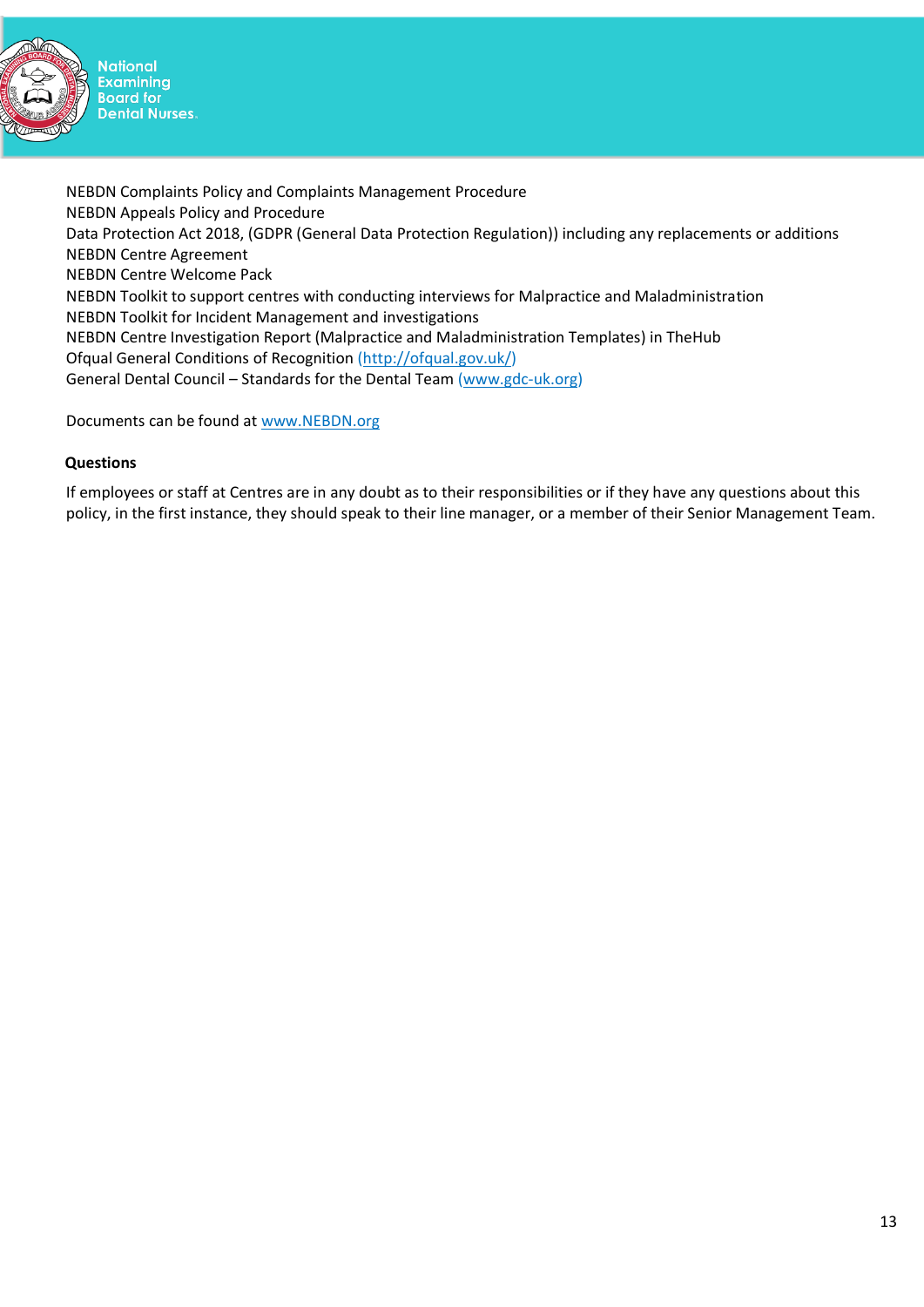NEBDN Complaints Policy and Complaints Management Procedure
NEBDN Appeals Policy and Procedure
Data Protection Act 2018, (GDPR (General Data Protection Regulation)) including any replacements or additions
NEBDN Centre Agreement
NEBDN Centre Welcome Pack
NEBDN Toolkit to support centres with conducting interviews for Malpractice and Maladministration
NEBDN Toolkit for Incident Management and investigations
NEBDN Centre Investigation Report (Malpractice and Maladministration Templates) in TheHub
Ofqual General Conditions of Recognition (http://ofqual.gov.uk/)
General Dental Council – Standards for the Dental Team (www.gdc-uk.org)

Documents can be found at www.NEBDN.org

**Questions**

If employees or staff at Centres are in any doubt as to their responsibilities or if they have any questions about this policy, in the first instance, they should speak to their line manager, or a member of their Senior Management Team.